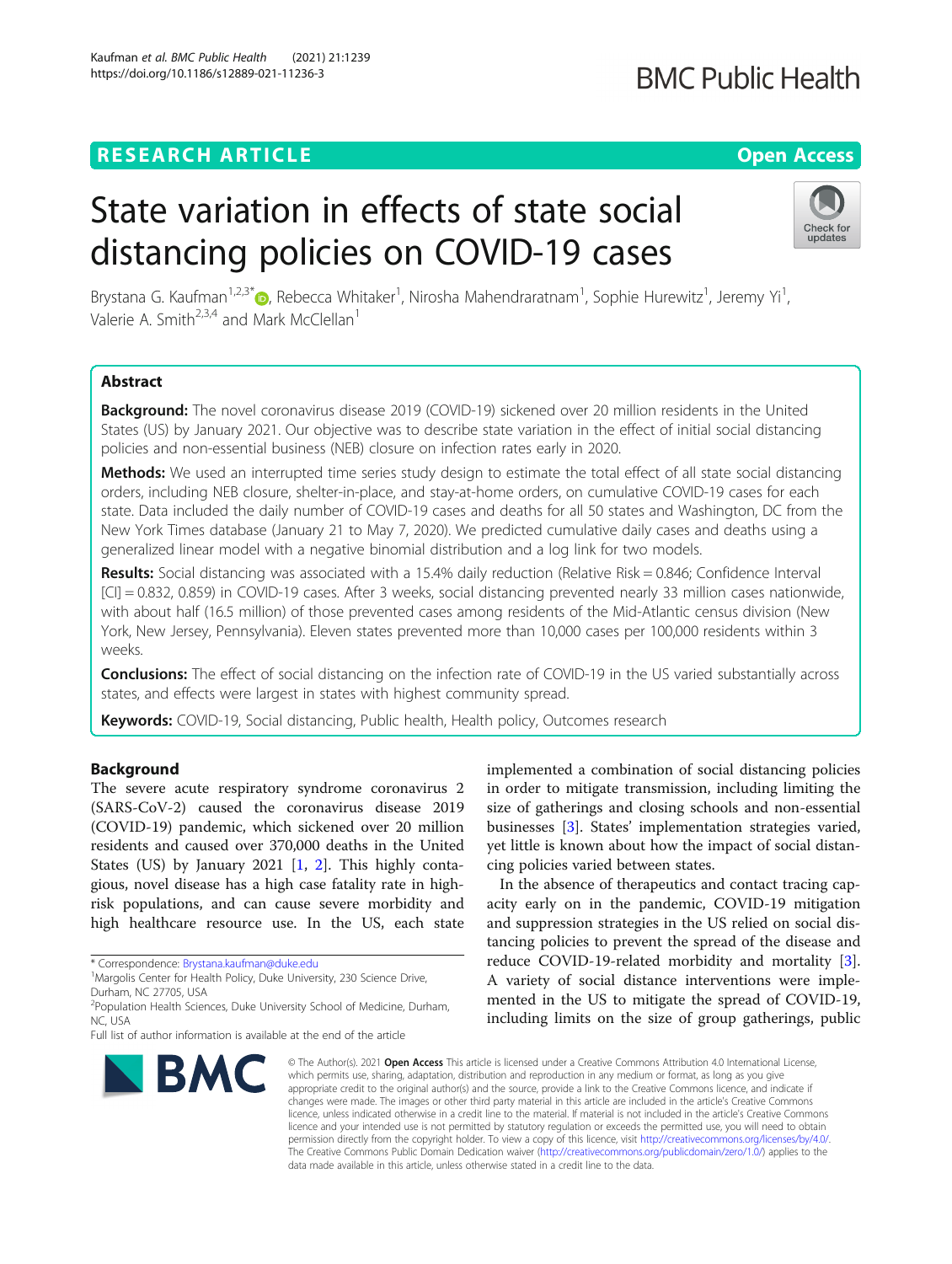# State variation in effects of state social distancing policies on COVID-19 cases

Brystana G. Kaufman[1,2,3*], Rebecca Whitaker[1], Nirosha Mahendraratnam[1], Sophie Hurewitz[1], Jeremy Yi[1], Valerie A. Smith[2,3,4] and Mark McClellan[1]

## Abstract

**Background:** The novel coronavirus disease 2019 (COVID-19) sickened over 20 million residents in the United States (US) by January 2021. Our objective was to describe state variation in the effect of initial social distancing policies and non-essential business (NEB) closure on infection rates early in 2020.

**Methods:** We used an interrupted time series study design to estimate the total effect of all state social distancing orders, including NEB closure, shelter-in-place, and stay-at-home orders, on cumulative COVID-19 cases for each state. Data included the daily number of COVID-19 cases and deaths for all 50 states and Washington, DC from the New York Times database (January 21 to May 7, 2020). We predicted cumulative daily cases and deaths using a generalized linear model with a negative binomial distribution and a log link for two models.

**Results:** Social distancing was associated with a 15.4% daily reduction (Relative Risk = 0.846; Confidence Interval [CI] = 0.832, 0.859) in COVID-19 cases. After 3 weeks, social distancing prevented nearly 33 million cases nationwide, with about half (16.5 million) of those prevented cases among residents of the Mid-Atlantic census division (New York, New Jersey, Pennsylvania). Eleven states prevented more than 10,000 cases per 100,000 residents within 3 weeks.

**Conclusions:** The effect of social distancing on the infection rate of COVID-19 in the US varied substantially across states, and effects were largest in states with highest community spread.

**Keywords:** COVID-19, Social distancing, Public health, Health policy, Outcomes research

## Background

The severe acute respiratory syndrome coronavirus 2 (SARS-CoV-2) caused the coronavirus disease 2019 (COVID-19) pandemic, which sickened over 20 million residents and caused over 370,000 deaths in the United States (US) by January 2021 [1, 2]. This highly contagious, novel disease has a high case fatality rate in high-risk populations, and can cause severe morbidity and high healthcare resource use. In the US, each state implemented a combination of social distancing policies in order to mitigate transmission, including limiting the size of gatherings and closing schools and non-essential businesses [3]. States' implementation strategies varied, yet little is known about how the impact of social distancing policies varied between states.

In the absence of therapeutics and contact tracing capacity early on in the pandemic, COVID-19 mitigation and suppression strategies in the US relied on social distancing policies to prevent the spread of the disease and reduce COVID-19-related morbidity and mortality [3]. A variety of social distance interventions were implemented in the US to mitigate the spread of COVID-19, including limits on the size of group gatherings, public

\* Correspondence: Brystana.kaufman@duke.edu

[1]Margolis Center for Health Policy, Duke University, 230 Science Drive, Durham, NC 27705, USA

[2]Population Health Sciences, Duke University School of Medicine, Durham, NC, USA

Full list of author information is available at the end of the article

© The Author(s). 2021 **Open Access** This article is licensed under a Creative Commons Attribution 4.0 International License, which permits use, sharing, adaptation, distribution and reproduction in any medium or format, as long as you give appropriate credit to the original author(s) and the source, provide a link to the Creative Commons licence, and indicate if changes were made. The images or other third party material in this article are included in the article's Creative Commons licence, unless indicated otherwise in a credit line to the material. If material is not included in the article's Creative Commons licence and your intended use is not permitted by statutory regulation or exceeds the permitted use, you will need to obtain permission directly from the copyright holder. To view a copy of this licence, visit http://creativecommons.org/licenses/by/4.0/. The Creative Commons Public Domain Dedication waiver (http://creativecommons.org/publicdomain/zero/1.0/) applies to the data made available in this article, unless otherwise stated in a credit line to the data.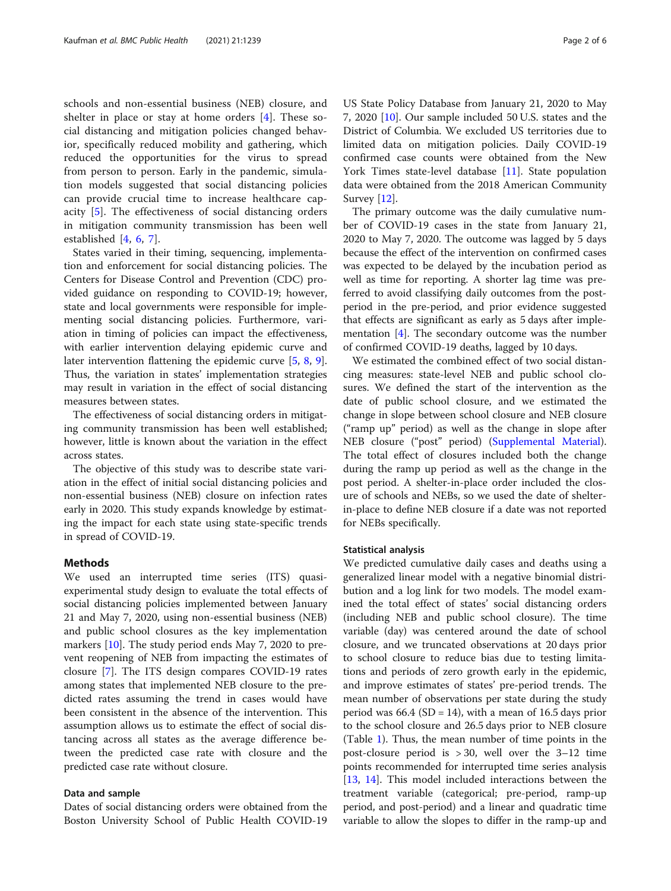schools and non-essential business (NEB) closure, and shelter in place or stay at home orders [4]. These social distancing and mitigation policies changed behavior, specifically reduced mobility and gathering, which reduced the opportunities for the virus to spread from person to person. Early in the pandemic, simulation models suggested that social distancing policies can provide crucial time to increase healthcare capacity [5]. The effectiveness of social distancing orders in mitigation community transmission has been well established [4, 6, 7].

States varied in their timing, sequencing, implementation and enforcement for social distancing policies. The Centers for Disease Control and Prevention (CDC) provided guidance on responding to COVID-19; however, state and local governments were responsible for implementing social distancing policies. Furthermore, variation in timing of policies can impact the effectiveness, with earlier intervention delaying epidemic curve and later intervention flattening the epidemic curve [5, 8, 9]. Thus, the variation in states' implementation strategies may result in variation in the effect of social distancing measures between states.

The effectiveness of social distancing orders in mitigating community transmission has been well established; however, little is known about the variation in the effect across states.

The objective of this study was to describe state variation in the effect of initial social distancing policies and non-essential business (NEB) closure on infection rates early in 2020. This study expands knowledge by estimating the impact for each state using state-specific trends in spread of COVID-19.

## Methods

We used an interrupted time series (ITS) quasi-experimental study design to evaluate the total effects of social distancing policies implemented between January 21 and May 7, 2020, using non-essential business (NEB) and public school closures as the key implementation markers [10]. The study period ends May 7, 2020 to prevent reopening of NEB from impacting the estimates of closure [7]. The ITS design compares COVID-19 rates among states that implemented NEB closure to the predicted rates assuming the trend in cases would have been consistent in the absence of the intervention. This assumption allows us to estimate the effect of social distancing across all states as the average difference between the predicted case rate with closure and the predicted case rate without closure.

### Data and sample

Dates of social distancing orders were obtained from the Boston University School of Public Health COVID-19 US State Policy Database from January 21, 2020 to May 7, 2020 [10]. Our sample included 50 U.S. states and the District of Columbia. We excluded US territories due to limited data on mitigation policies. Daily COVID-19 confirmed case counts were obtained from the New York Times state-level database [11]. State population data were obtained from the 2018 American Community Survey [12].

The primary outcome was the daily cumulative number of COVID-19 cases in the state from January 21, 2020 to May 7, 2020. The outcome was lagged by 5 days because the effect of the intervention on confirmed cases was expected to be delayed by the incubation period as well as time for reporting. A shorter lag time was preferred to avoid classifying daily outcomes from the post-period in the pre-period, and prior evidence suggested that effects are significant as early as 5 days after implementation [4]. The secondary outcome was the number of confirmed COVID-19 deaths, lagged by 10 days.

We estimated the combined effect of two social distancing measures: state-level NEB and public school closures. We defined the start of the intervention as the date of public school closure, and we estimated the change in slope between school closure and NEB closure ("ramp up" period) as well as the change in slope after NEB closure ("post" period) (Supplemental Material). The total effect of closures included both the change during the ramp up period as well as the change in the post period. A shelter-in-place order included the closure of schools and NEBs, so we used the date of shelter-in-place to define NEB closure if a date was not reported for NEBs specifically.

### Statistical analysis

We predicted cumulative daily cases and deaths using a generalized linear model with a negative binomial distribution and a log link for two models. The model examined the total effect of states' social distancing orders (including NEB and public school closure). The time variable (day) was centered around the date of school closure, and we truncated observations at 20 days prior to school closure to reduce bias due to testing limitations and periods of zero growth early in the epidemic, and improve estimates of states' pre-period trends. The mean number of observations per state during the study period was 66.4 (SD = 14), with a mean of 16.5 days prior to the school closure and 26.5 days prior to NEB closure (Table 1). Thus, the mean number of time points in the post-closure period is > 30, well over the 3–12 time points recommended for interrupted time series analysis [13, 14]. This model included interactions between the treatment variable (categorical; pre-period, ramp-up period, and post-period) and a linear and quadratic time variable to allow the slopes to differ in the ramp-up and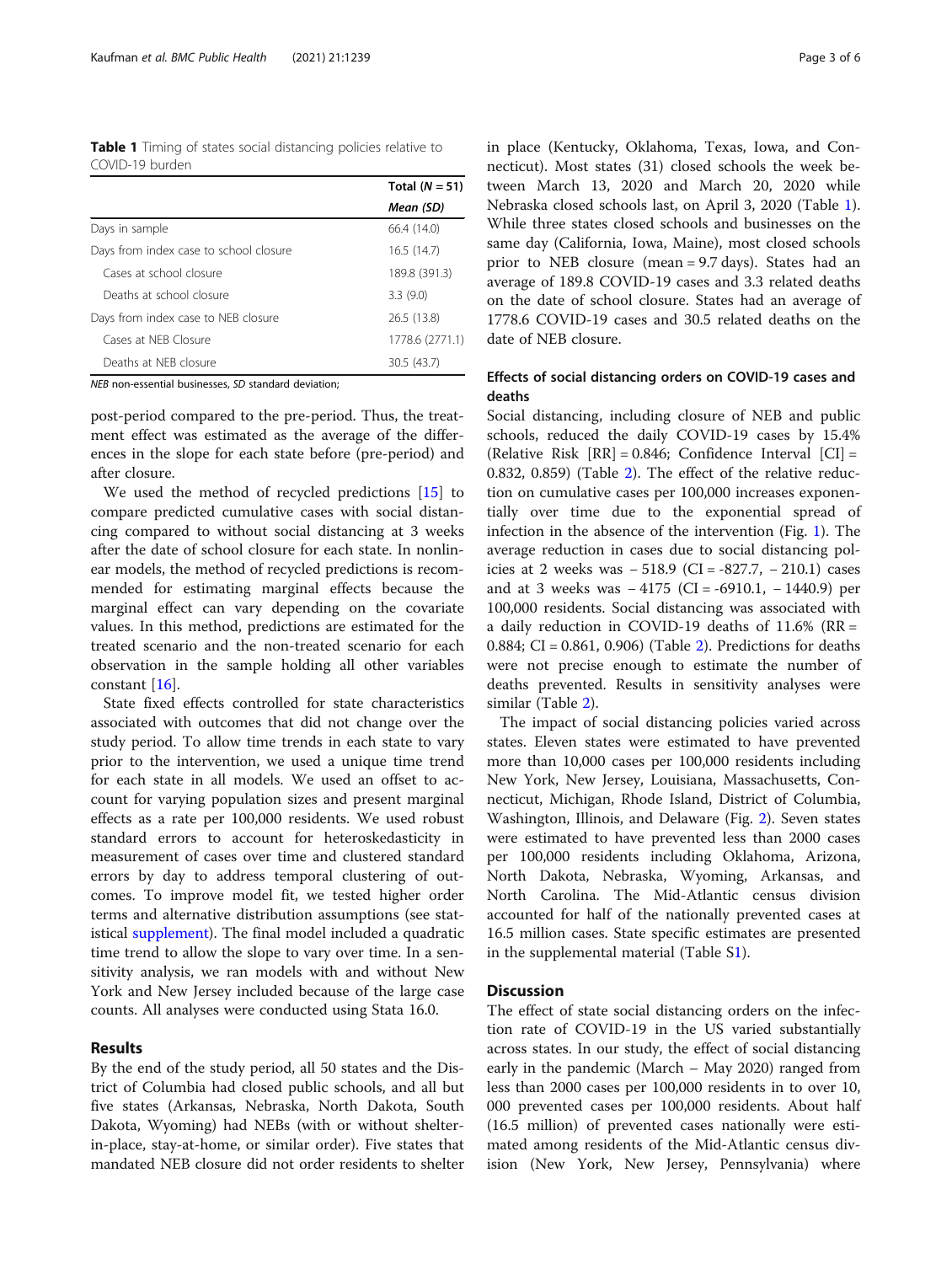**Table 1** Timing of states social distancing policies relative to COVID-19 burden

| | Total (*N* = 51) |
|---|---|
| | *Mean (SD)* |
| Days in sample | 66.4 (14.0) |
| Days from index case to school closure | 16.5 (14.7) |
| Cases at school closure | 189.8 (391.3) |
| Deaths at school closure | 3.3 (9.0) |
| Days from index case to NEB closure | 26.5 (13.8) |
| Cases at NEB Closure | 1778.6 (2771.1) |
| Deaths at NEB closure | 30.5 (43.7) |

*NEB* non-essential businesses, *SD* standard deviation;

post-period compared to the pre-period. Thus, the treatment effect was estimated as the average of the differences in the slope for each state before (pre-period) and after closure.

We used the method of recycled predictions [15] to compare predicted cumulative cases with social distancing compared to without social distancing at 3 weeks after the date of school closure for each state. In nonlinear models, the method of recycled predictions is recommended for estimating marginal effects because the marginal effect can vary depending on the covariate values. In this method, predictions are estimated for the treated scenario and the non-treated scenario for each observation in the sample holding all other variables constant [16].

State fixed effects controlled for state characteristics associated with outcomes that did not change over the study period. To allow time trends in each state to vary prior to the intervention, we used a unique time trend for each state in all models. We used an offset to account for varying population sizes and present marginal effects as a rate per 100,000 residents. We used robust standard errors to account for heteroskedasticity in measurement of cases over time and clustered standard errors by day to address temporal clustering of outcomes. To improve model fit, we tested higher order terms and alternative distribution assumptions (see statistical supplement). The final model included a quadratic time trend to allow the slope to vary over time. In a sensitivity analysis, we ran models with and without New York and New Jersey included because of the large case counts. All analyses were conducted using Stata 16.0.

## Results

By the end of the study period, all 50 states and the District of Columbia had closed public schools, and all but five states (Arkansas, Nebraska, North Dakota, South Dakota, Wyoming) had NEBs (with or without shelter-in-place, stay-at-home, or similar order). Five states that mandated NEB closure did not order residents to shelter in place (Kentucky, Oklahoma, Texas, Iowa, and Connecticut). Most states (31) closed schools the week between March 13, 2020 and March 20, 2020 while Nebraska closed schools last, on April 3, 2020 (Table 1). While three states closed schools and businesses on the same day (California, Iowa, Maine), most closed schools prior to NEB closure (mean = 9.7 days). States had an average of 189.8 COVID-19 cases and 3.3 related deaths on the date of school closure. States had an average of 1778.6 COVID-19 cases and 30.5 related deaths on the date of NEB closure.

### Effects of social distancing orders on COVID-19 cases and deaths

Social distancing, including closure of NEB and public schools, reduced the daily COVID-19 cases by 15.4% (Relative Risk [RR] = 0.846; Confidence Interval [CI] = 0.832, 0.859) (Table 2). The effect of the relative reduction on cumulative cases per 100,000 increases exponentially over time due to the exponential spread of infection in the absence of the intervention (Fig. 1). The average reduction in cases due to social distancing policies at 2 weeks was − 518.9 (CI = -827.7, − 210.1) cases and at 3 weeks was − 4175 (CI = -6910.1, − 1440.9) per 100,000 residents. Social distancing was associated with a daily reduction in COVID-19 deaths of 11.6% (RR = 0.884; CI = 0.861, 0.906) (Table 2). Predictions for deaths were not precise enough to estimate the number of deaths prevented. Results in sensitivity analyses were similar (Table 2).

The impact of social distancing policies varied across states. Eleven states were estimated to have prevented more than 10,000 cases per 100,000 residents including New York, New Jersey, Louisiana, Massachusetts, Connecticut, Michigan, Rhode Island, District of Columbia, Washington, Illinois, and Delaware (Fig. 2). Seven states were estimated to have prevented less than 2000 cases per 100,000 residents including Oklahoma, Arizona, North Dakota, Nebraska, Wyoming, Arkansas, and North Carolina. The Mid-Atlantic census division accounted for half of the nationally prevented cases at 16.5 million cases. State specific estimates are presented in the supplemental material (Table S1).

## Discussion

The effect of state social distancing orders on the infection rate of COVID-19 in the US varied substantially across states. In our study, the effect of social distancing early in the pandemic (March – May 2020) ranged from less than 2000 cases per 100,000 residents in to over 10, 000 prevented cases per 100,000 residents. About half (16.5 million) of prevented cases nationally were estimated among residents of the Mid-Atlantic census division (New York, New Jersey, Pennsylvania) where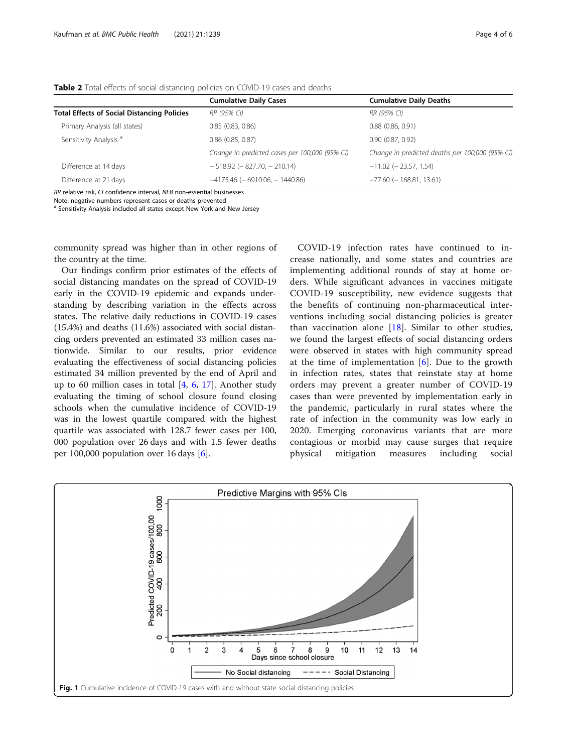**Table 2** Total effects of social distancing policies on COVID-19 cases and deaths

| | Cumulative Daily Cases | Cumulative Daily Deaths |
|---|---|---|
| **Total Effects of Social Distancing Policies** | *RR (95% CI)* | *RR (95% CI)* |
| Primary Analysis (all states) | 0.85 (0.83, 0.86) | 0.88 (0.86, 0.91) |
| Sensitivity Analysis [a] | 0.86 (0.85, 0.87) | 0.90 (0.87, 0.92) |
| | *Change in predicted cases per 100,000 (95% CI)* | *Change in predicted deaths per 100,000 (95% CI)* |
| Difference at 14 days | − 518.92 (− 827.70, − 210.14) | −11.02 (− 23.57, 1.54) |
| Difference at 21 days | −4175.46 (− 6910.06, − 1440.86) | −77.60 (− 168.81, 13.61) |

*RR* relative risk, *CI* confidence interval, *NEB* non-essential businesses

Note: negative numbers represent cases or deaths prevented

[a] Sensitivity Analysis included all states except New York and New Jersey

community spread was higher than in other regions of the country at the time.

Our findings confirm prior estimates of the effects of social distancing mandates on the spread of COVID-19 early in the COVID-19 epidemic and expands understanding by describing variation in the effects across states. The relative daily reductions in COVID-19 cases (15.4%) and deaths (11.6%) associated with social distancing orders prevented an estimated 33 million cases nationwide. Similar to our results, prior evidence evaluating the effectiveness of social distancing policies estimated 34 million prevented by the end of April and up to 60 million cases in total [4, 6, 17]. Another study evaluating the timing of school closure found closing schools when the cumulative incidence of COVID-19 was in the lowest quartile compared with the highest quartile was associated with 128.7 fewer cases per 100,000 population over 26 days and with 1.5 fewer deaths per 100,000 population over 16 days [6].

COVID-19 infection rates have continued to increase nationally, and some states and countries are implementing additional rounds of stay at home orders. While significant advances in vaccines mitigate COVID-19 susceptibility, new evidence suggests that the benefits of continuing non-pharmaceutical interventions including social distancing policies is greater than vaccination alone [18]. Similar to other studies, we found the largest effects of social distancing orders were observed in states with high community spread at the time of implementation [6]. Due to the growth in infection rates, states that reinstate stay at home orders may prevent a greater number of COVID-19 cases than were prevented by implementation early in the pandemic, particularly in rural states where the rate of infection in the community was low early in 2020. Emerging coronavirus variants that are more contagious or morbid may cause surges that require physical mitigation measures including social

**Fig. 1** Cumulative incidence of COVID-19 cases with and without state social distancing policies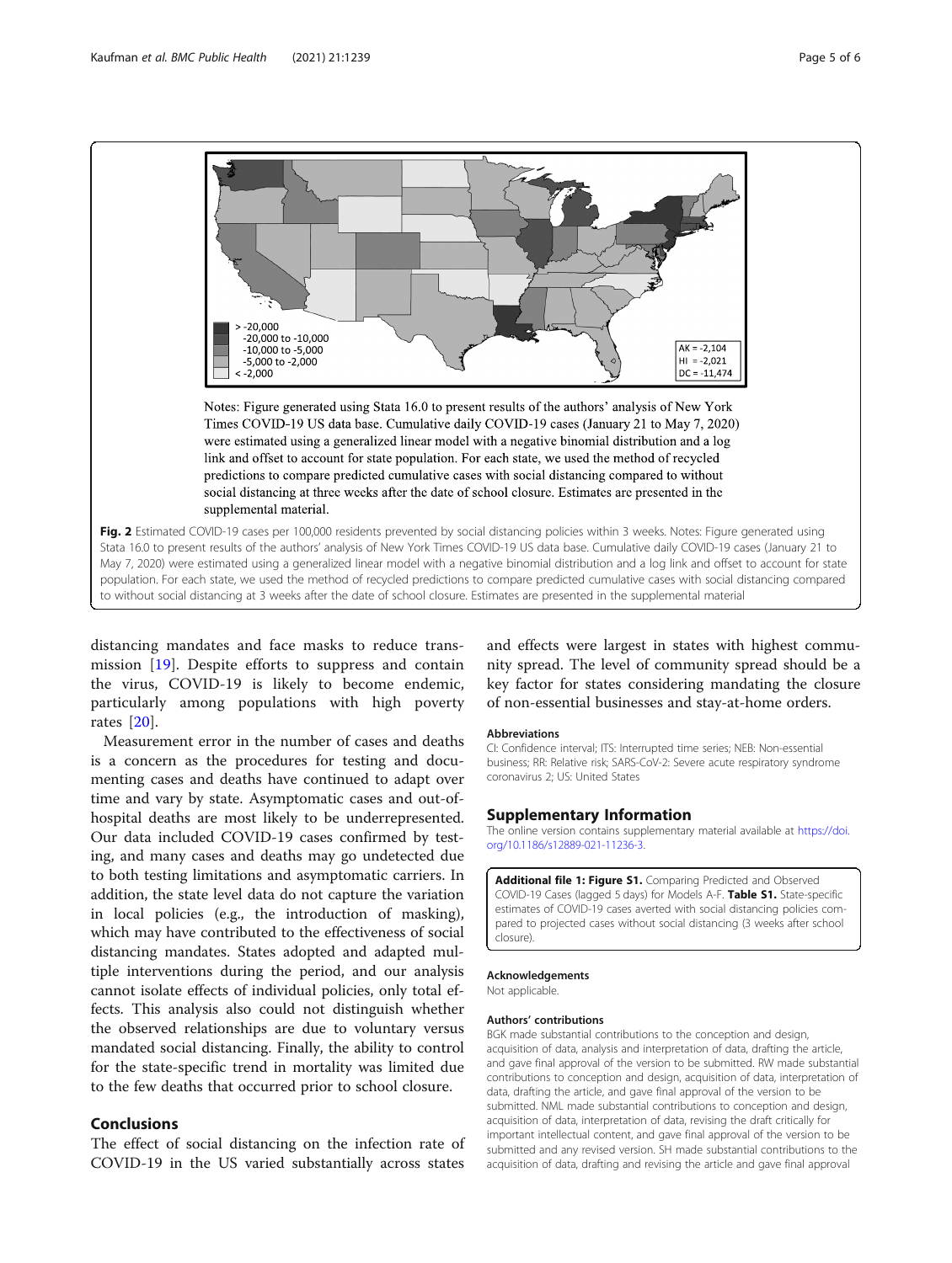> -20,000
-20,000 to -10,000
-10,000 to -5,000
-5,000 to -2,000
< -2,000

AK = -2,104
HI = -2,021
DC = -11,474

Notes: Figure generated using Stata 16.0 to present results of the authors' analysis of New York Times COVID-19 US data base. Cumulative daily COVID-19 cases (January 21 to May 7, 2020) were estimated using a generalized linear model with a negative binomial distribution and a log link and offset to account for state population. For each state, we used the method of recycled predictions to compare predicted cumulative cases with social distancing compared to without social distancing at three weeks after the date of school closure. Estimates are presented in the supplemental material.

**Fig. 2** Estimated COVID-19 cases per 100,000 residents prevented by social distancing policies within 3 weeks. Notes: Figure generated using Stata 16.0 to present results of the authors' analysis of New York Times COVID-19 US data base. Cumulative daily COVID-19 cases (January 21 to May 7, 2020) were estimated using a generalized linear model with a negative binomial distribution and a log link and offset to account for state population. For each state, we used the method of recycled predictions to compare predicted cumulative cases with social distancing compared to without social distancing at 3 weeks after the date of school closure. Estimates are presented in the supplemental material

distancing mandates and face masks to reduce transmission [19]. Despite efforts to suppress and contain the virus, COVID-19 is likely to become endemic, particularly among populations with high poverty rates [20].

Measurement error in the number of cases and deaths is a concern as the procedures for testing and documenting cases and deaths have continued to adapt over time and vary by state. Asymptomatic cases and out-of-hospital deaths are most likely to be underrepresented. Our data included COVID-19 cases confirmed by testing, and many cases and deaths may go undetected due to both testing limitations and asymptomatic carriers. In addition, the state level data do not capture the variation in local policies (e.g., the introduction of masking), which may have contributed to the effectiveness of social distancing mandates. States adopted and adapted multiple interventions during the period, and our analysis cannot isolate effects of individual policies, only total effects. This analysis also could not distinguish whether the observed relationships are due to voluntary versus mandated social distancing. Finally, the ability to control for the state-specific trend in mortality was limited due to the few deaths that occurred prior to school closure.

## Conclusions

The effect of social distancing on the infection rate of COVID-19 in the US varied substantially across states and effects were largest in states with highest community spread. The level of community spread should be a key factor for states considering mandating the closure of non-essential businesses and stay-at-home orders.

### Abbreviations

CI: Confidence interval; ITS: Interrupted time series; NEB: Non-essential business; RR: Relative risk; SARS-CoV-2: Severe acute respiratory syndrome coronavirus 2; US: United States

## Supplementary Information

The online version contains supplementary material available at https://doi.org/10.1186/s12889-021-11236-3.

**Additional file 1: Figure S1.** Comparing Predicted and Observed COVID-19 Cases (lagged 5 days) for Models A-F. **Table S1.** State-specific estimates of COVID-19 cases averted with social distancing policies compared to projected cases without social distancing (3 weeks after school closure).

### Acknowledgements

Not applicable.

### Authors' contributions

BGK made substantial contributions to the conception and design, acquisition of data, analysis and interpretation of data, drafting the article, and gave final approval of the version to be submitted. RW made substantial contributions to conception and design, acquisition of data, interpretation of data, drafting the article, and gave final approval of the version to be submitted. NML made substantial contributions to conception and design, acquisition of data, interpretation of data, revising the draft critically for important intellectual content, and gave final approval of the version to be submitted and any revised version. SH made substantial contributions to the acquisition of data, drafting and revising the article and gave final approval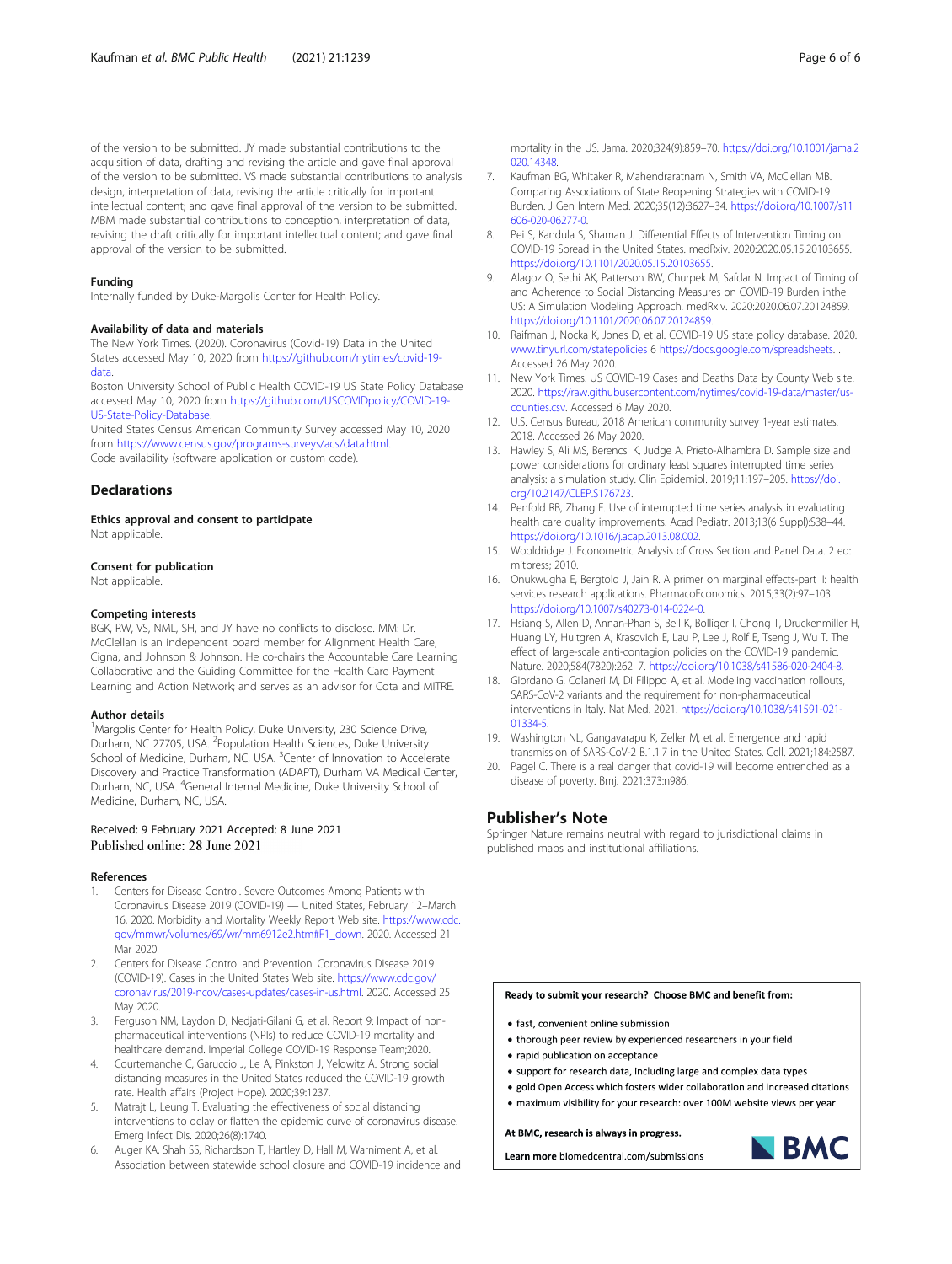of the version to be submitted. JY made substantial contributions to the acquisition of data, drafting and revising the article and gave final approval of the version to be submitted. VS made substantial contributions to analysis design, interpretation of data, revising the article critically for important intellectual content; and gave final approval of the version to be submitted. MBM made substantial contributions to conception, interpretation of data, revising the draft critically for important intellectual content; and gave final approval of the version to be submitted.

### Funding

Internally funded by Duke-Margolis Center for Health Policy.

### Availability of data and materials

The New York Times. (2020). Coronavirus (Covid-19) Data in the United States accessed May 10, 2020 from https://github.com/nytimes/covid-19-data.

Boston University School of Public Health COVID-19 US State Policy Database accessed May 10, 2020 from https://github.com/USCOVIDpolicy/COVID-19-US-State-Policy-Database.

United States Census American Community Survey accessed May 10, 2020 from https://www.census.gov/programs-surveys/acs/data.html.

Code availability (software application or custom code).

## Declarations

### Ethics approval and consent to participate

Not applicable.

### Consent for publication

Not applicable.

### Competing interests

BGK, RW, VS, NML, SH, and JY have no conflicts to disclose. MM: Dr. McClellan is an independent board member for Alignment Health Care, Cigna, and Johnson & Johnson. He co-chairs the Accountable Care Learning Collaborative and the Guiding Committee for the Health Care Payment Learning and Action Network; and serves as an advisor for Cota and MITRE.

### Author details

[1]Margolis Center for Health Policy, Duke University, 230 Science Drive, Durham, NC 27705, USA. [2]Population Health Sciences, Duke University School of Medicine, Durham, NC, USA. [3]Center of Innovation to Accelerate Discovery and Practice Transformation (ADAPT), Durham VA Medical Center, Durham, NC, USA. [4]General Internal Medicine, Duke University School of Medicine, Durham, NC, USA.

Received: 9 February 2021 Accepted: 8 June 2021
Published online: 28 June 2021

### References

1. Centers for Disease Control. Severe Outcomes Among Patients with Coronavirus Disease 2019 (COVID-19) — United States, February 12–March 16, 2020. Morbidity and Mortality Weekly Report Web site. https://www.cdc.gov/mmwr/volumes/69/wr/mm6912e2.htm#F1_down. 2020. Accessed 21 Mar 2020.
2. Centers for Disease Control and Prevention. Coronavirus Disease 2019 (COVID-19). Cases in the United States Web site. https://www.cdc.gov/coronavirus/2019-ncov/cases-updates/cases-in-us.html. 2020. Accessed 25 May 2020.
3. Ferguson NM, Laydon D, Nedjati-Gilani G, et al. Report 9: Impact of non-pharmaceutical interventions (NPIs) to reduce COVID-19 mortality and healthcare demand. Imperial College COVID-19 Response Team;2020.
4. Courtemanche C, Garuccio J, Le A, Pinkston J, Yelowitz A. Strong social distancing measures in the United States reduced the COVID-19 growth rate. Health affairs (Project Hope). 2020;39:1237.
5. Matrajt L, Leung T. Evaluating the effectiveness of social distancing interventions to delay or flatten the epidemic curve of coronavirus disease. Emerg Infect Dis. 2020;26(8):1740.
6. Auger KA, Shah SS, Richardson T, Hartley D, Hall M, Warniment A, et al. Association between statewide school closure and COVID-19 incidence and mortality in the US. Jama. 2020;324(9):859–70. https://doi.org/10.1001/jama.2020.14348.
7. Kaufman BG, Whitaker R, Mahendraratnam N, Smith VA, McClellan MB. Comparing Associations of State Reopening Strategies with COVID-19 Burden. J Gen Intern Med. 2020;35(12):3627–34. https://doi.org/10.1007/s11606-020-06277-0.
8. Pei S, Kandula S, Shaman J. Differential Effects of Intervention Timing on COVID-19 Spread in the United States. medRxiv. 2020:2020.05.15.20103655. https://doi.org/10.1101/2020.05.15.20103655.
9. Alagoz O, Sethi AK, Patterson BW, Churpek M, Safdar N. Impact of Timing of and Adherence to Social Distancing Measures on COVID-19 Burden inthe US: A Simulation Modeling Approach. medRxiv. 2020:2020.06.07.20124859. https://doi.org/10.1101/2020.06.07.20124859.
10. Raifman J, Nocka K, Jones D, et al. COVID-19 US state policy database. 2020. www.tinyurl.com/statepolicies 6 https://docs.google.com/spreadsheets. . Accessed 26 May 2020.
11. New York Times. US COVID-19 Cases and Deaths Data by County Web site. 2020. https://raw.githubusercontent.com/nytimes/covid-19-data/master/us-counties.csv. Accessed 6 May 2020.
12. U.S. Census Bureau, 2018 American community survey 1-year estimates. 2018. Accessed 26 May 2020.
13. Hawley S, Ali MS, Berencsi K, Judge A, Prieto-Alhambra D. Sample size and power considerations for ordinary least squares interrupted time series analysis: a simulation study. Clin Epidemiol. 2019;11:197–205. https://doi.org/10.2147/CLEP.S176723.
14. Penfold RB, Zhang F. Use of interrupted time series analysis in evaluating health care quality improvements. Acad Pediatr. 2013;13(6 Suppl):S38–44. https://doi.org/10.1016/j.acap.2013.08.002.
15. Wooldridge J. Econometric Analysis of Cross Section and Panel Data. 2 ed: mitpress; 2010.
16. Onukwugha E, Bergtold J, Jain R. A primer on marginal effects-part II: health services research applications. PharmacoEconomics. 2015;33(2):97–103. https://doi.org/10.1007/s40273-014-0224-0.
17. Hsiang S, Allen D, Annan-Phan S, Bell K, Bolliger I, Chong T, Druckenmiller H, Huang LY, Hultgren A, Krasovich E, Lau P, Lee J, Rolf E, Tseng J, Wu T. The effect of large-scale anti-contagion policies on the COVID-19 pandemic. Nature. 2020;584(7820):262–7. https://doi.org/10.1038/s41586-020-2404-8.
18. Giordano G, Colaneri M, Di Filippo A, et al. Modeling vaccination rollouts, SARS-CoV-2 variants and the requirement for non-pharmaceutical interventions in Italy. Nat Med. 2021. https://doi.org/10.1038/s41591-021-01334-5.
19. Washington NL, Gangavarapu K, Zeller M, et al. Emergence and rapid transmission of SARS-CoV-2 B.1.1.7 in the United States. Cell. 2021;184:2587.
20. Pagel C. There is a real danger that covid-19 will become entrenched as a disease of poverty. Bmj. 2021;373:n986.

## Publisher's Note

Springer Nature remains neutral with regard to jurisdictional claims in published maps and institutional affiliations.

**Ready to submit your research? Choose BMC and benefit from:**

- fast, convenient online submission
- thorough peer review by experienced researchers in your field
- rapid publication on acceptance
- support for research data, including large and complex data types
- gold Open Access which fosters wider collaboration and increased citations
- maximum visibility for your research: over 100M website views per year

**At BMC, research is always in progress.**

**Learn more** biomedcentral.com/submissions

BMC